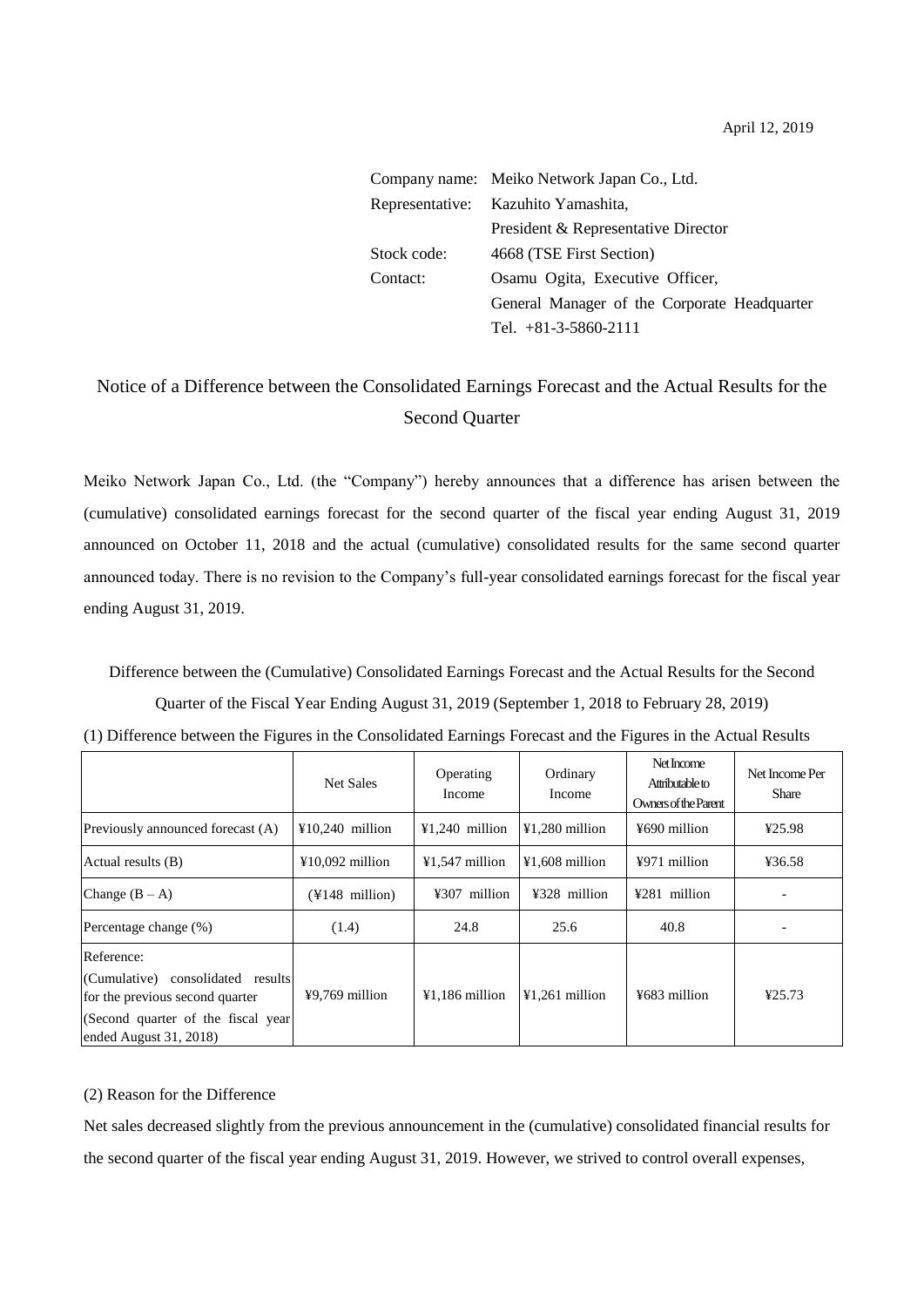April 12, 2019

Company name: Meiko Network Japan Co., Ltd.
Representative: Kazuhito Yamashita,
President & Representative Director
Stock code: 4668 (TSE First Section)
Contact: Osamu Ogita, Executive Officer,
General Manager of the Corporate Headquarter
Tel. +81-3-5860-2111

# Notice of a Difference between the Consolidated Earnings Forecast and the Actual Results for the Second Quarter

Meiko Network Japan Co., Ltd. (the "Company") hereby announces that a difference has arisen between the (cumulative) consolidated earnings forecast for the second quarter of the fiscal year ending August 31, 2019 announced on October 11, 2018 and the actual (cumulative) consolidated results for the same second quarter announced today. There is no revision to the Company's full-year consolidated earnings forecast for the fiscal year ending August 31, 2019.

Difference between the (Cumulative) Consolidated Earnings Forecast and the Actual Results for the Second Quarter of the Fiscal Year Ending August 31, 2019 (September 1, 2018 to February 28, 2019)

(1) Difference between the Figures in the Consolidated Earnings Forecast and the Figures in the Actual Results

| | Net Sales | Operating Income | Ordinary Income | Net Income Attributable to Owners of the Parent | Net Income Per Share |
|---|---|---|---|---|---|
| Previously announced forecast (A) | ¥10,240 million | ¥1,240 million | ¥1,280 million | ¥690 million | ¥25.98 |
| Actual results (B) | ¥10,092 million | ¥1,547 million | ¥1,608 million | ¥971 million | ¥36.58 |
| Change (B – A) | (¥148 million) | ¥307 million | ¥328 million | ¥281 million | - |
| Percentage change (%) | (1.4) | 24.8 | 25.6 | 40.8 | - |
| Reference: (Cumulative) consolidated results for the previous second quarter (Second quarter of the fiscal year ended August 31, 2018) | ¥9,769 million | ¥1,186 million | ¥1,261 million | ¥683 million | ¥25.73 |

(2) Reason for the Difference

Net sales decreased slightly from the previous announcement in the (cumulative) consolidated financial results for the second quarter of the fiscal year ending August 31, 2019. However, we strived to control overall expenses,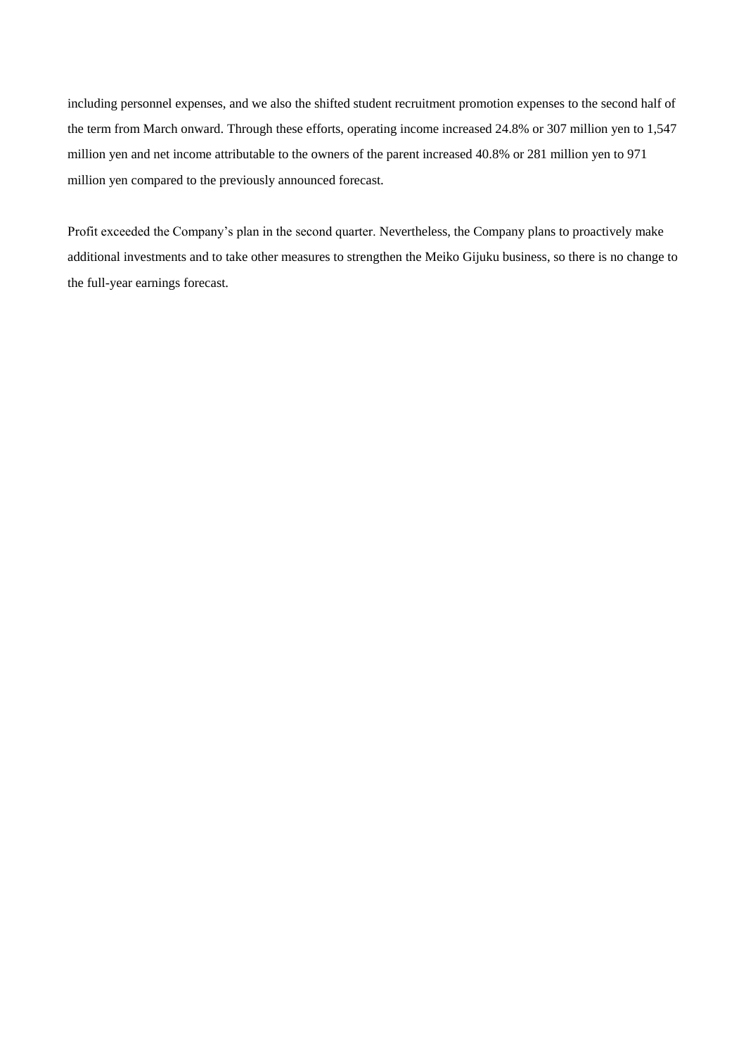including personnel expenses, and we also the shifted student recruitment promotion expenses to the second half of the term from March onward. Through these efforts, operating income increased 24.8% or 307 million yen to 1,547 million yen and net income attributable to the owners of the parent increased 40.8% or 281 million yen to 971 million yen compared to the previously announced forecast.

Profit exceeded the Company's plan in the second quarter. Nevertheless, the Company plans to proactively make additional investments and to take other measures to strengthen the Meiko Gijuku business, so there is no change to the full-year earnings forecast.